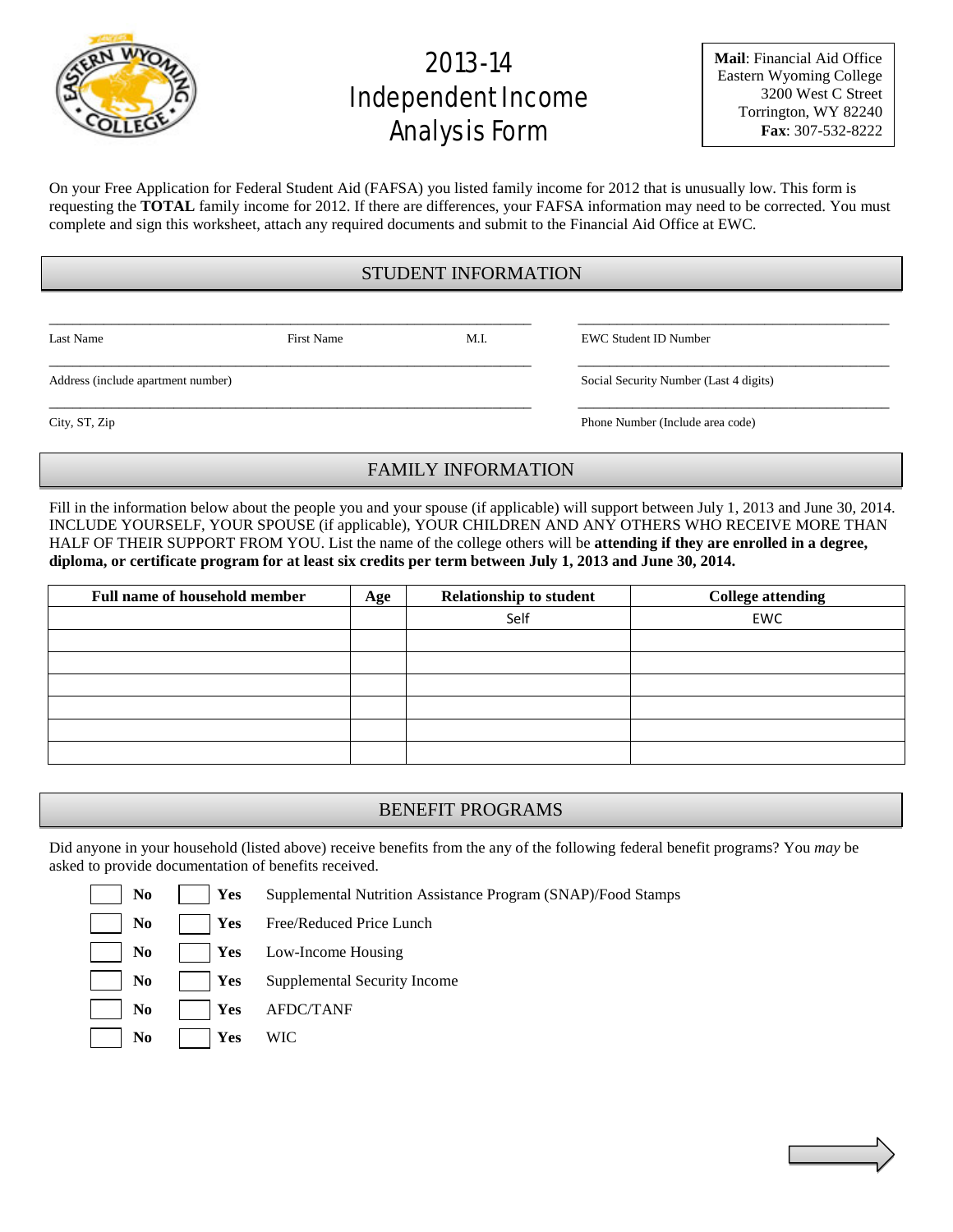# 2013-14 Independent Income Analysis Form

**Mail**: Financial Aid Office
Eastern Wyoming College
3200 West C Street
Torrington, WY 82240
**Fax**: 307-532-8222

On your Free Application for Federal Student Aid (FAFSA) you listed family income for 2012 that is unusually low. This form is requesting the **TOTAL** family income for 2012. If there are differences, your FAFSA information may need to be corrected. You must complete and sign this worksheet, attach any required documents and submit to the Financial Aid Office at EWC.

## STUDENT INFORMATION

\_\_\_\_\_\_\_\_\_\_\_\_\_\_\_\_\_\_\_\_\_\_\_\_\_\_\_\_\_\_\_\_\_\_\_\_\_\_\_\_\_\_\_\_\_\_\_\_\_\_\_\_\_\_\_\_\_\_\_\_\_\_\_\_\_\_\_\_\_\_
Last Name    First Name    M.I.

\_\_\_\_\_\_\_\_\_\_\_\_\_\_\_\_\_\_\_\_\_\_\_\_\_\_\_\_\_\_\_\_\_\_\_\_\_\_\_\_\_\_\_\_
EWC Student ID Number

\_\_\_\_\_\_\_\_\_\_\_\_\_\_\_\_\_\_\_\_\_\_\_\_\_\_\_\_\_\_\_\_\_\_\_\_\_\_\_\_\_\_\_\_\_\_\_\_\_\_\_\_\_\_\_\_\_\_\_\_\_\_\_\_\_\_\_\_\_\_
Address (include apartment number)

\_\_\_\_\_\_\_\_\_\_\_\_\_\_\_\_\_\_\_\_\_\_\_\_\_\_\_\_\_\_\_\_\_\_\_\_\_\_\_\_\_\_\_\_
Social Security Number (Last 4 digits)

\_\_\_\_\_\_\_\_\_\_\_\_\_\_\_\_\_\_\_\_\_\_\_\_\_\_\_\_\_\_\_\_\_\_\_\_\_\_\_\_\_\_\_\_\_\_\_\_\_\_\_\_\_\_\_\_\_\_\_\_\_\_\_\_\_\_\_\_\_\_
City, ST, Zip

\_\_\_\_\_\_\_\_\_\_\_\_\_\_\_\_\_\_\_\_\_\_\_\_\_\_\_\_\_\_\_\_\_\_\_\_\_\_\_\_\_\_\_\_
Phone Number (Include area code)

## FAMILY INFORMATION

Fill in the information below about the people you and your spouse (if applicable) will support between July 1, 2013 and June 30, 2014. INCLUDE YOURSELF, YOUR SPOUSE (if applicable), YOUR CHILDREN AND ANY OTHERS WHO RECEIVE MORE THAN HALF OF THEIR SUPPORT FROM YOU. List the name of the college others will be **attending if they are enrolled in a degree, diploma, or certificate program for at least six credits per term between July 1, 2013 and June 30, 2014.**

| Full name of household member | Age | Relationship to student | College attending |
|---|---|---|---|
| | | Self | EWC |
| | | | |
| | | | |
| | | | |
| | | | |
| | | | |
| | | | |

## BENEFIT PROGRAMS

Did anyone in your household (listed above) receive benefits from the any of the following federal benefit programs? You *may* be asked to provide documentation of benefits received.

☐ **No** ☐ **Yes** Supplemental Nutrition Assistance Program (SNAP)/Food Stamps

☐ **No** ☐ **Yes** Free/Reduced Price Lunch

☐ **No** ☐ **Yes** Low-Income Housing

☐ **No** ☐ **Yes** Supplemental Security Income

☐ **No** ☐ **Yes** AFDC/TANF

☐ **No** ☐ **Yes** WIC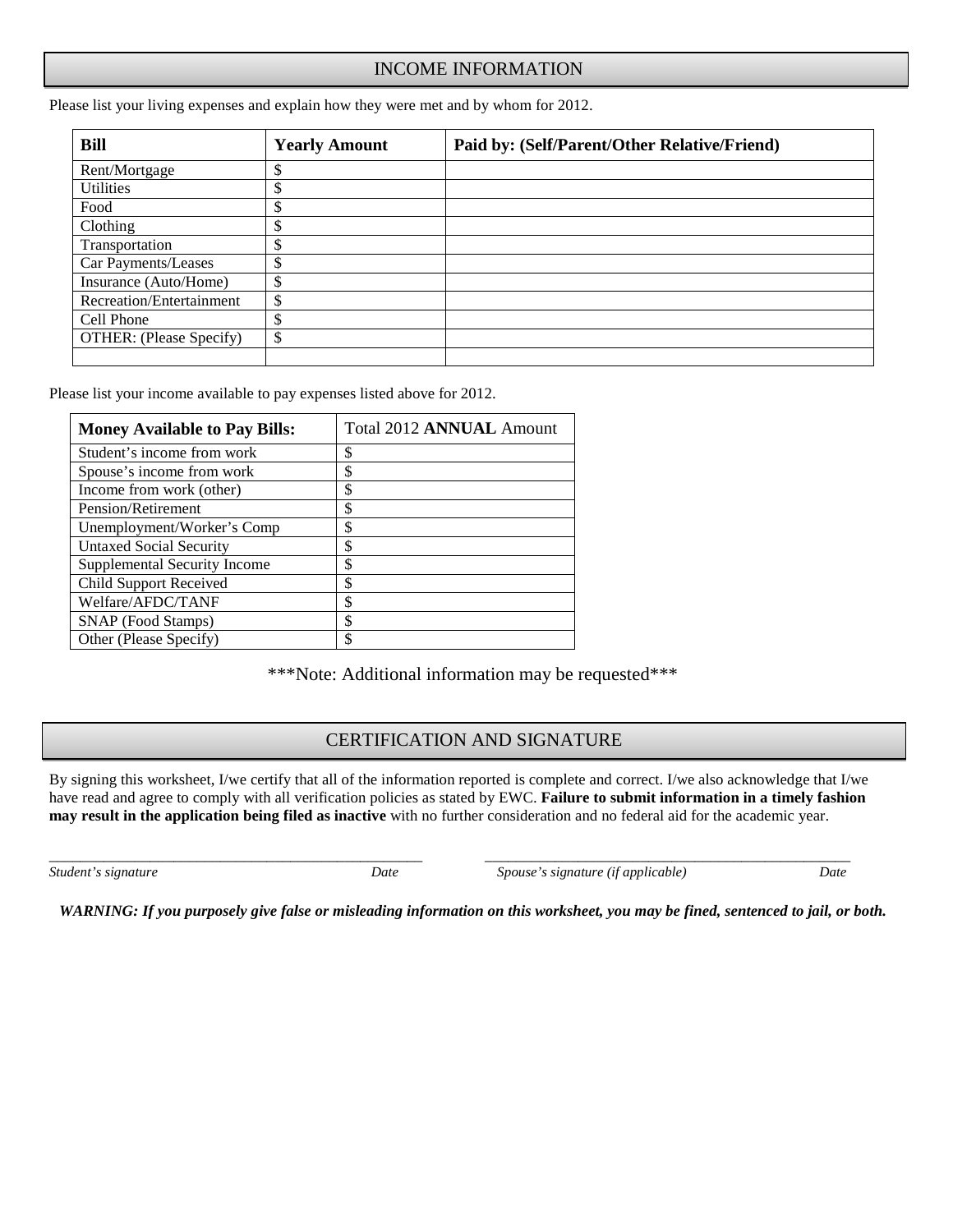## INCOME INFORMATION

Please list your living expenses and explain how they were met and by whom for 2012.

| Bill | Yearly Amount | Paid by: (Self/Parent/Other Relative/Friend) |
|---|---|---|
| Rent/Mortgage | $ | |
| Utilities | $ | |
| Food | $ | |
| Clothing | $ | |
| Transportation | $ | |
| Car Payments/Leases | $ | |
| Insurance (Auto/Home) | $ | |
| Recreation/Entertainment | $ | |
| Cell Phone | $ | |
| OTHER: (Please Specify) | $ | |
| | | |

Please list your income available to pay expenses listed above for 2012.

| Money Available to Pay Bills: | Total 2012 **ANNUAL** Amount |
|---|---|
| Student's income from work | $ |
| Spouse's income from work | $ |
| Income from work (other) | $ |
| Pension/Retirement | $ |
| Unemployment/Worker's Comp | $ |
| Untaxed Social Security | $ |
| Supplemental Security Income | $ |
| Child Support Received | $ |
| Welfare/AFDC/TANF | $ |
| SNAP (Food Stamps) | $ |
| Other (Please Specify) | $ |

***Note: Additional information may be requested***

## CERTIFICATION AND SIGNATURE

By signing this worksheet, I/we certify that all of the information reported is complete and correct. I/we also acknowledge that I/we have read and agree to comply with all verification policies as stated by EWC. **Failure to submit information in a timely fashion may result in the application being filed as inactive** with no further consideration and no federal aid for the academic year.

_______________________________________________ _______________________________________________

*Student's signature* *Date* *Spouse's signature (if applicable)* *Date*

***WARNING: If you purposely give false or misleading information on this worksheet, you may be fined, sentenced to jail, or both.***